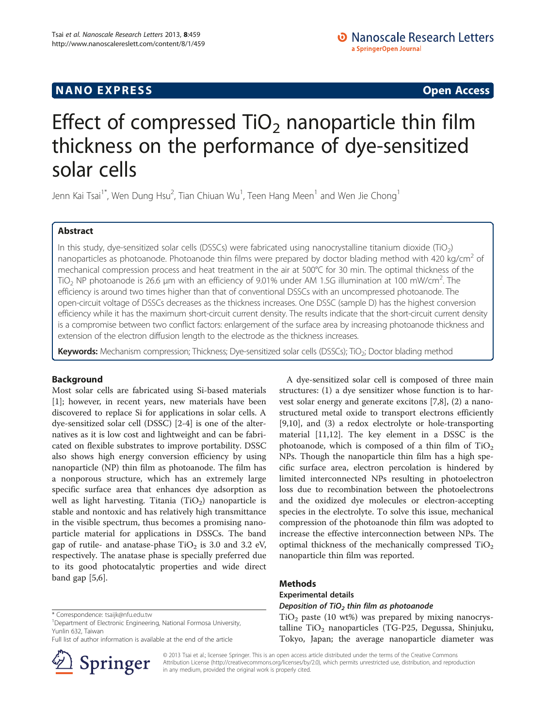NANO EXPRESS

Open Access

# Effect of compressed $TiO_2$ nanoparticle thin film thickness on the performance of dye-sensitized solar cells

Jenn Kai Tsai[1*], Wen Dung Hsu[2], Tian Chiuan Wu[1], Teen Hang Meen[1] and Wen Jie Chong[1]

## Abstract

In this study, dye-sensitized solar cells (DSSCs) were fabricated using nanocrystalline titanium dioxide ($TiO_2$) nanoparticles as photoanode. Photoanode thin films were prepared by doctor blading method with 420 kg/cm$^2$ of mechanical compression process and heat treatment in the air at 500°C for 30 min. The optimal thickness of the $TiO_2$ NP photoanode is 26.6 μm with an efficiency of 9.01% under AM 1.5G illumination at 100 mW/cm$^2$. The efficiency is around two times higher than that of conventional DSSCs with an uncompressed photoanode. The open-circuit voltage of DSSCs decreases as the thickness increases. One DSSC (sample D) has the highest conversion efficiency while it has the maximum short-circuit current density. The results indicate that the short-circuit current density is a compromise between two conflict factors: enlargement of the surface area by increasing photoanode thickness and extension of the electron diffusion length to the electrode as the thickness increases.

**Keywords:** Mechanism compression; Thickness; Dye-sensitized solar cells (DSSCs); $TiO_2$; Doctor blading method

## Background

Most solar cells are fabricated using Si-based materials [1]; however, in recent years, new materials have been discovered to replace Si for applications in solar cells. A dye-sensitized solar cell (DSSC) [2-4] is one of the alternatives as it is low cost and lightweight and can be fabricated on flexible substrates to improve portability. DSSC also shows high energy conversion efficiency by using nanoparticle (NP) thin film as photoanode. The film has a nonporous structure, which has an extremely large specific surface area that enhances dye adsorption as well as light harvesting. Titania ($TiO_2$) nanoparticle is stable and nontoxic and has relatively high transmittance in the visible spectrum, thus becomes a promising nanoparticle material for applications in DSSCs. The band gap of rutile- and anatase-phase $TiO_2$ is 3.0 and 3.2 eV, respectively. The anatase phase is specially preferred due to its good photocatalytic properties and wide direct band gap [5,6].

A dye-sensitized solar cell is composed of three main structures: (1) a dye sensitizer whose function is to harvest solar energy and generate excitons [7,8], (2) a nanostructured metal oxide to transport electrons efficiently [9,10], and (3) a redox electrolyte or hole-transporting material [11,12]. The key element in a DSSC is the photoanode, which is composed of a thin film of $TiO_2$ NPs. Though the nanoparticle thin film has a high specific surface area, electron percolation is hindered by limited interconnected NPs resulting in photoelectron loss due to recombination between the photoelectrons and the oxidized dye molecules or electron-accepting species in the electrolyte. To solve this issue, mechanical compression of the photoanode thin film was adopted to increase the effective interconnection between NPs. The optimal thickness of the mechanically compressed $TiO_2$ nanoparticle thin film was reported.

## Methods

### Experimental details

#### *Deposition of $TiO_2$ thin film as photoanode*

$TiO_2$ paste (10 wt%) was prepared by mixing nanocrystalline $TiO_2$ nanoparticles (TG-P25, Degussa, Shinjuku, Tokyo, Japan; the average nanoparticle diameter was

\* Correspondence: tsaijk@nfu.edu.tw
[1]Department of Electronic Engineering, National Formosa University, Yunlin 632, Taiwan
Full list of author information is available at the end of the article

© 2013 Tsai et al.; licensee Springer. This is an open access article distributed under the terms of the Creative Commons Attribution License (http://creativecommons.org/licenses/by/2.0), which permits unrestricted use, distribution, and reproduction in any medium, provided the original work is properly cited.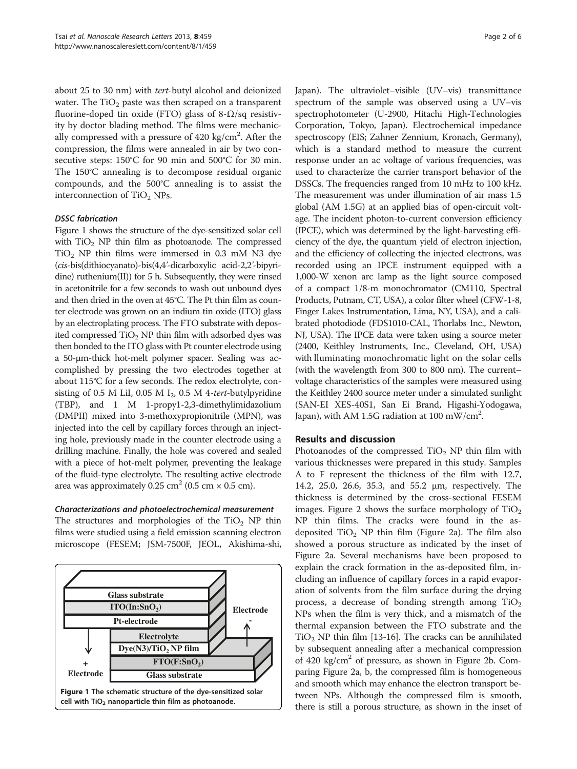about 25 to 30 nm) with *tert*-butyl alcohol and deionized water. The $TiO_2$ paste was then scraped on a transparent fluorine-doped tin oxide (FTO) glass of 8-Ω/sq resistivity by doctor blading method. The films were mechanically compressed with a pressure of 420 kg/cm$^2$. After the compression, the films were annealed in air by two consecutive steps: 150°C for 90 min and 500°C for 30 min. The 150°C annealing is to decompose residual organic compounds, and the 500°C annealing is to assist the interconnection of $TiO_2$ NPs.

#### DSSC fabrication

Figure 1 shows the structure of the dye-sensitized solar cell with $TiO_2$ NP thin film as photoanode. The compressed $TiO_2$ NP thin films were immersed in 0.3 mM N3 dye (*cis*-bis(dithiocyanato)-bis(4,4′-dicarboxylic acid-2,2′-bipyridine) ruthenium(II)) for 5 h. Subsequently, they were rinsed in acetonitrile for a few seconds to wash out unbound dyes and then dried in the oven at 45°C. The Pt thin film as counter electrode was grown on an indium tin oxide (ITO) glass by an electroplating process. The FTO substrate with deposited compressed $TiO_2$ NP thin film with adsorbed dyes was then bonded to the ITO glass with Pt counter electrode using a 50-μm-thick hot-melt polymer spacer. Sealing was accomplished by pressing the two electrodes together at about 115°C for a few seconds. The redox electrolyte, consisting of 0.5 M LiI, 0.05 M $I_2$, 0.5 M 4-*tert*-butylpyridine (TBP), and 1 M 1-propy1-2,3-dimethylimidazolium (DMPII) mixed into 3-methoxypropionitrile (MPN), was injected into the cell by capillary forces through an injecting hole, previously made in the counter electrode using a drilling machine. Finally, the hole was covered and sealed with a piece of hot-melt polymer, preventing the leakage of the fluid-type electrolyte. The resulting active electrode area was approximately 0.25 cm$^2$ (0.5 cm × 0.5 cm).

#### Characterizations and photoelectrochemical measurement

The structures and morphologies of the $TiO_2$ NP thin films were studied using a field emission scanning electron microscope (FESEM; JSM-7500F, JEOL, Akishima-shi, Japan). The ultraviolet–visible (UV–vis) transmittance spectrum of the sample was observed using a UV–vis spectrophotometer (U-2900, Hitachi High-Technologies Corporation, Tokyo, Japan). Electrochemical impedance spectroscopy (EIS; Zahner Zennium, Kronach, Germany), which is a standard method to measure the current response under an ac voltage of various frequencies, was used to characterize the carrier transport behavior of the DSSCs. The frequencies ranged from 10 mHz to 100 kHz. The measurement was under illumination of air mass 1.5 global (AM 1.5G) at an applied bias of open-circuit voltage. The incident photon-to-current conversion efficiency (IPCE), which was determined by the light-harvesting efficiency of the dye, the quantum yield of electron injection, and the efficiency of collecting the injected electrons, was recorded using an IPCE instrument equipped with a 1,000-W xenon arc lamp as the light source composed of a compact 1/8-m monochromator (CM110, Spectral Products, Putnam, CT, USA), a color filter wheel (CFW-1-8, Finger Lakes Instrumentation, Lima, NY, USA), and a calibrated photodiode (FDS1010-CAL, Thorlabs Inc., Newton, NJ, USA). The IPCE data were taken using a source meter (2400, Keithley Instruments, Inc., Cleveland, OH, USA) with lluminating monochromatic light on the solar cells (with the wavelength from 300 to 800 nm). The current–voltage characteristics of the samples were measured using the Keithley 2400 source meter under a simulated sunlight (SAN-EI XES-40S1, San Ei Brand, Higashi-Yodogawa, Japan), with AM 1.5G radiation at 100 mW/cm$^2$.

Figure 1 The schematic structure of the dye-sensitized solar cell with $TiO_2$ nanoparticle thin film as photoanode.

## Results and discussion

Photoanodes of the compressed $TiO_2$ NP thin film with various thicknesses were prepared in this study. Samples A to F represent the thickness of the film with 12.7, 14.2, 25.0, 26.6, 35.3, and 55.2 μm, respectively. The thickness is determined by the cross-sectional FESEM images. Figure 2 shows the surface morphology of $TiO_2$ NP thin films. The cracks were found in the as-deposited $TiO_2$ NP thin film (Figure 2a). The film also showed a porous structure as indicated by the inset of Figure 2a. Several mechanisms have been proposed to explain the crack formation in the as-deposited film, including an influence of capillary forces in a rapid evaporation of solvents from the film surface during the drying process, a decrease of bonding strength among $TiO_2$ NPs when the film is very thick, and a mismatch of the thermal expansion between the FTO substrate and the $TiO_2$ NP thin film [13-16]. The cracks can be annihilated by subsequent annealing after a mechanical compression of 420 kg/cm$^2$ of pressure, as shown in Figure 2b. Comparing Figure 2a, b, the compressed film is homogeneous and smooth which may enhance the electron transport between NPs. Although the compressed film is smooth, there is still a porous structure, as shown in the inset of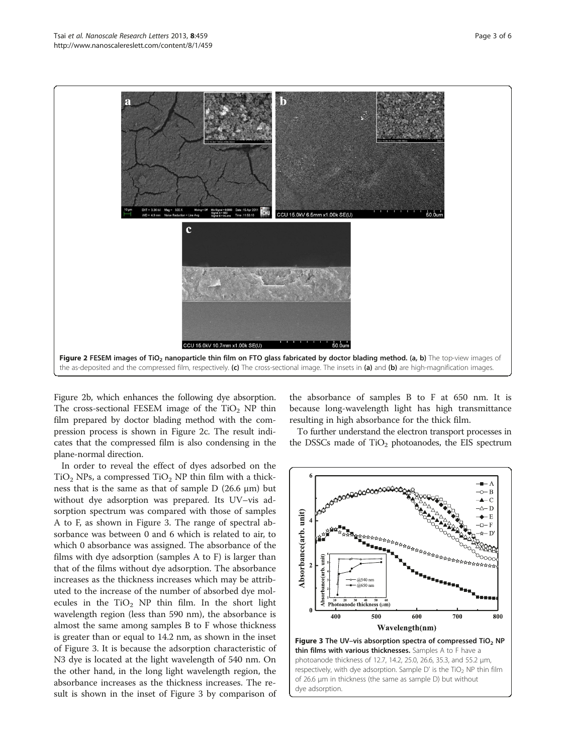Figure 2 FESEM images of $TiO_2$ nanoparticle thin film on FTO glass fabricated by doctor blading method. (a, b) The top-view images of the as-deposited and the compressed film, respectively. (c) The cross-sectional image. The insets in (a) and (b) are high-magnification images.

Figure 2b, which enhances the following dye absorption. The cross-sectional FESEM image of the $TiO_2$ NP thin film prepared by doctor blading method with the compression process is shown in Figure 2c. The result indicates that the compressed film is also condensing in the plane-normal direction.

In order to reveal the effect of dyes adsorbed on the $TiO_2$ NPs, a compressed $TiO_2$ NP thin film with a thickness that is the same as that of sample D (26.6 μm) but without dye adsorption was prepared. Its UV–vis adsorption spectrum was compared with those of samples A to F, as shown in Figure 3. The range of spectral absorbance was between 0 and 6 which is related to air, to which 0 absorbance was assigned. The absorbance of the films with dye adsorption (samples A to F) is larger than that of the films without dye adsorption. The absorbance increases as the thickness increases which may be attributed to the increase of the number of absorbed dye molecules in the $TiO_2$ NP thin film. In the short light wavelength region (less than 590 nm), the absorbance is almost the same among samples B to F whose thickness is greater than or equal to 14.2 nm, as shown in the inset of Figure 3. It is because the adsorption characteristic of N3 dye is located at the light wavelength of 540 nm. On the other hand, in the long light wavelength region, the absorbance increases as the thickness increases. The result is shown in the inset of Figure 3 by comparison of the absorbance of samples B to F at 650 nm. It is because long-wavelength light has high transmittance resulting in high absorbance for the thick film.

To further understand the electron transport processes in the DSSCs made of $TiO_2$ photoanodes, the EIS spectrum

Figure 3 The UV–vis absorption spectra of compressed $TiO_2$ NP thin films with various thicknesses. Samples A to F have a photoanode thickness of 12.7, 14.2, 25.0, 26.6, 35.3, and 55.2 μm, respectively, with dye adsorption. Sample D' is the $TiO_2$ NP thin film of 26.6 μm in thickness (the same as sample D) but without dye adsorption.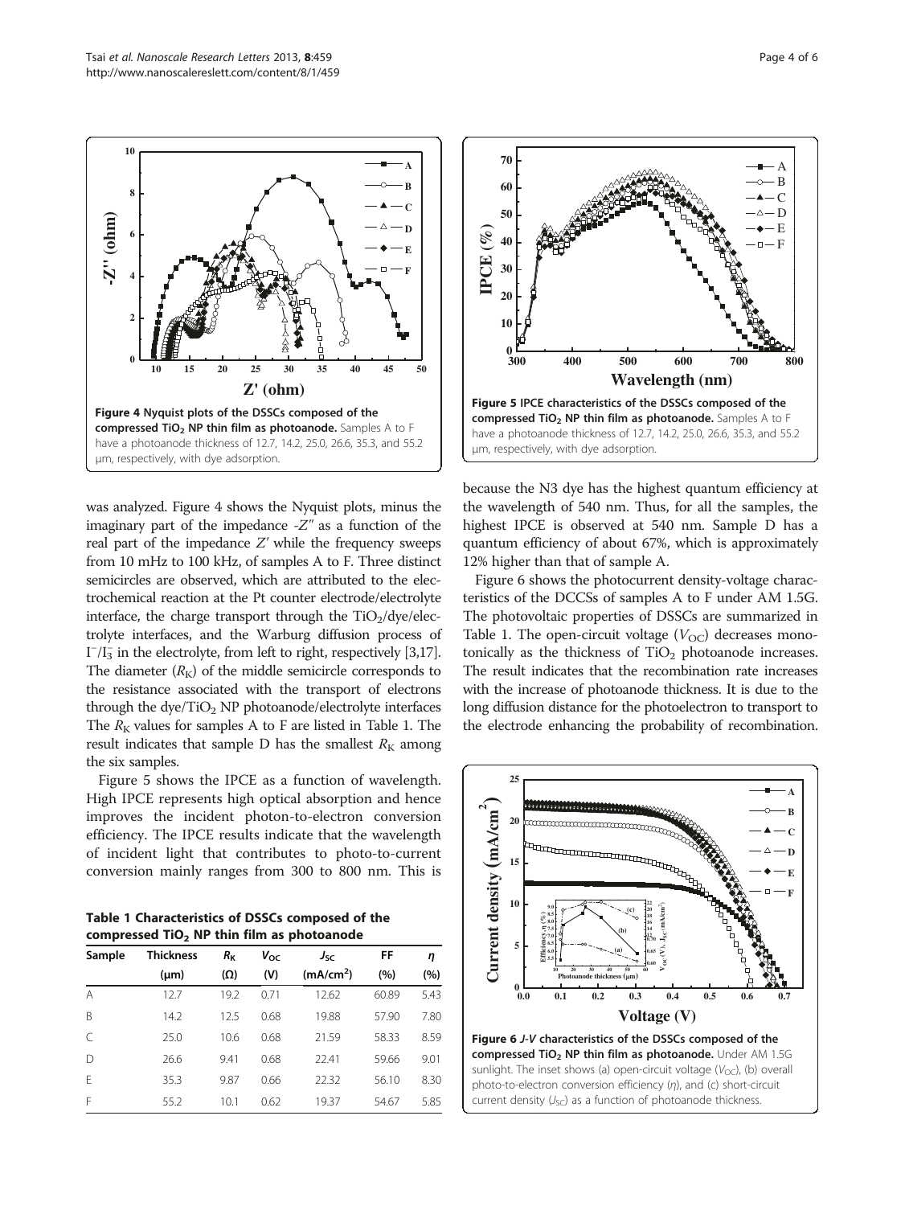Figure 4 Nyquist plots of the DSSCs composed of the compressed $TiO_2$ NP thin film as photoanode. Samples A to F have a photoanode thickness of 12.7, 14.2, 25.0, 26.6, 35.3, and 55.2 μm, respectively, with dye adsorption.

Figure 5 IPCE characteristics of the DSSCs composed of the compressed $TiO_2$ NP thin film as photoanode. Samples A to F have a photoanode thickness of 12.7, 14.2, 25.0, 26.6, 35.3, and 55.2 μm, respectively, with dye adsorption.

was analyzed. Figure 4 shows the Nyquist plots, minus the imaginary part of the impedance $-Z''$ as a function of the real part of the impedance $Z'$ while the frequency sweeps from 10 mHz to 100 kHz, of samples A to F. Three distinct semicircles are observed, which are attributed to the electrochemical reaction at the Pt counter electrode/electrolyte interface, the charge transport through the $TiO_2$/dye/electrolyte interfaces, and the Warburg diffusion process of $I^-/I_3^-$ in the electrolyte, from left to right, respectively [3,17]. The diameter ($R_K$) of the middle semicircle corresponds to the resistance associated with the transport of electrons through the dye/$TiO_2$ NP photoanode/electrolyte interfaces The $R_K$ values for samples A to F are listed in Table 1. The result indicates that sample D has the smallest $R_K$ among the six samples.

Figure 5 shows the IPCE as a function of wavelength. High IPCE represents high optical absorption and hence improves the incident photon-to-electron conversion efficiency. The IPCE results indicate that the wavelength of incident light that contributes to photo-to-current conversion mainly ranges from 300 to 800 nm. This is because the N3 dye has the highest quantum efficiency at the wavelength of 540 nm. Thus, for all the samples, the highest IPCE is observed at 540 nm. Sample D has a quantum efficiency of about 67%, which is approximately 12% higher than that of sample A.

**Table 1 Characteristics of DSSCs composed of the compressed $TiO_2$ NP thin film as photoanode**

| Sample | Thickness (μm) | $R_K$ (Ω) | $V_{OC}$ (V) | $J_{SC}$ (mA/cm$^2$) | FF (%) | $\eta$ (%) |
|---|---|---|---|---|---|---|
| A | 12.7 | 19.2 | 0.71 | 12.62 | 60.89 | 5.43 |
| B | 14.2 | 12.5 | 0.68 | 19.88 | 57.90 | 7.80 |
| C | 25.0 | 10.6 | 0.68 | 21.59 | 58.33 | 8.59 |
| D | 26.6 | 9.41 | 0.68 | 22.41 | 59.66 | 9.01 |
| E | 35.3 | 9.87 | 0.66 | 22.32 | 56.10 | 8.30 |
| F | 55.2 | 10.1 | 0.62 | 19.37 | 54.67 | 5.85 |

Figure 6 shows the photocurrent density-voltage characteristics of the DCCSs of samples A to F under AM 1.5G. The photovoltaic properties of DSSCs are summarized in Table 1. The open-circuit voltage ($V_{OC}$) decreases monotonically as the thickness of $TiO_2$ photoanode increases. The result indicates that the recombination rate increases with the increase of photoanode thickness. It is due to the long diffusion distance for the photoelectron to transport to the electrode enhancing the probability of recombination.

Figure 6 *J-V* characteristics of the DSSCs composed of the compressed $TiO_2$ NP thin film as photoanode. Under AM 1.5G sunlight. The inset shows (a) open-circuit voltage ($V_{OC}$), (b) overall photo-to-electron conversion efficiency ($\eta$), and (c) short-circuit current density ($J_{SC}$) as a function of photoanode thickness.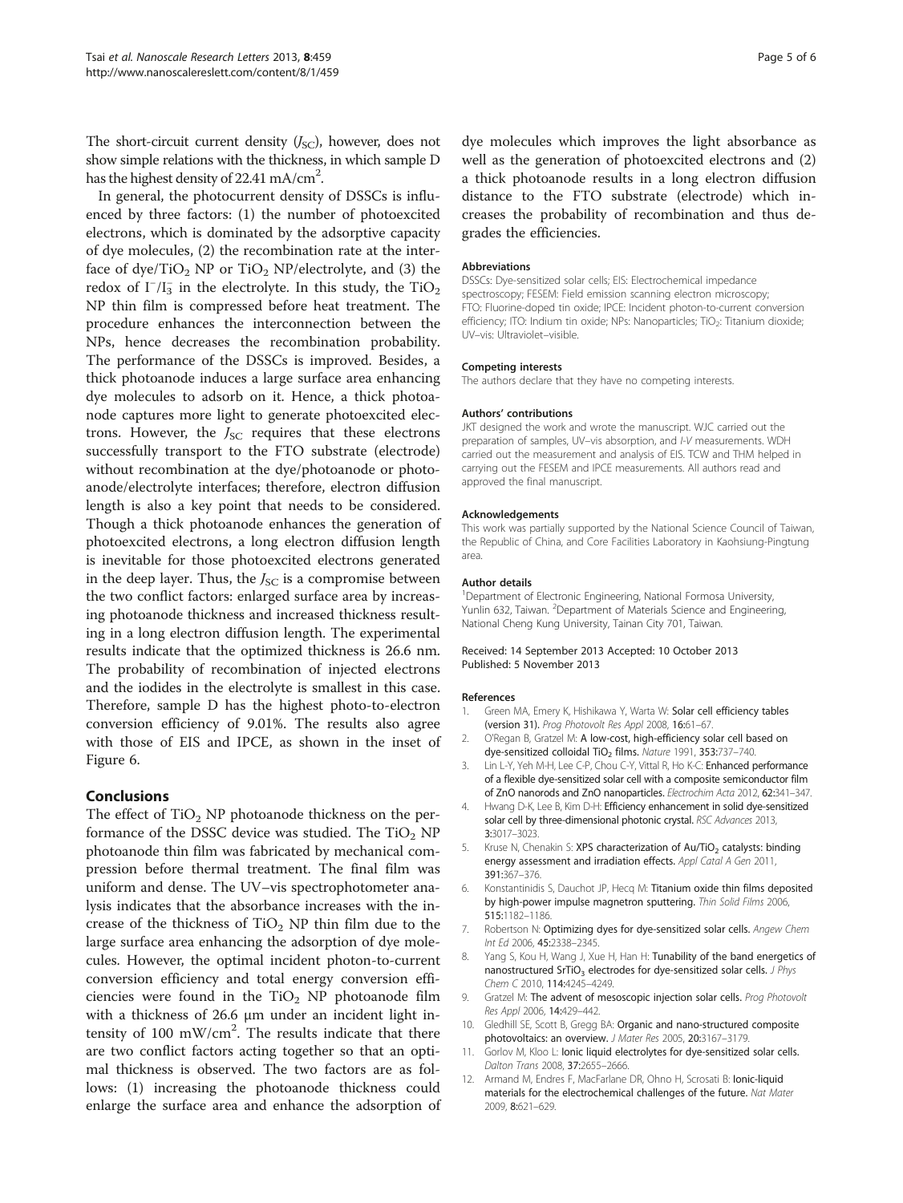The short-circuit current density ($J_{SC}$), however, does not show simple relations with the thickness, in which sample D has the highest density of 22.41 mA/cm$^2$.

In general, the photocurrent density of DSSCs is influenced by three factors: (1) the number of photoexcited electrons, which is dominated by the adsorptive capacity of dye molecules, (2) the recombination rate at the interface of dye/$TiO_2$ NP or $TiO_2$ NP/electrolyte, and (3) the redox of $I^-/I_3^-$ in the electrolyte. In this study, the $TiO_2$ NP thin film is compressed before heat treatment. The procedure enhances the interconnection between the NPs, hence decreases the recombination probability. The performance of the DSSCs is improved. Besides, a thick photoanode induces a large surface area enhancing dye molecules to adsorb on it. Hence, a thick photoanode captures more light to generate photoexcited electrons. However, the $J_{SC}$ requires that these electrons successfully transport to the FTO substrate (electrode) without recombination at the dye/photoanode or photoanode/electrolyte interfaces; therefore, electron diffusion length is also a key point that needs to be considered. Though a thick photoanode enhances the generation of photoexcited electrons, a long electron diffusion length is inevitable for those photoexcited electrons generated in the deep layer. Thus, the $J_{SC}$ is a compromise between the two conflict factors: enlarged surface area by increasing photoanode thickness and increased thickness resulting in a long electron diffusion length. The experimental results indicate that the optimized thickness is 26.6 nm. The probability of recombination of injected electrons and the iodides in the electrolyte is smallest in this case. Therefore, sample D has the highest photo-to-electron conversion efficiency of 9.01%. The results also agree with those of EIS and IPCE, as shown in the inset of Figure 6.

## Conclusions

The effect of $TiO_2$ NP photoanode thickness on the performance of the DSSC device was studied. The $TiO_2$ NP photoanode thin film was fabricated by mechanical compression before thermal treatment. The final film was uniform and dense. The UV–vis spectrophotometer analysis indicates that the absorbance increases with the increase of the thickness of $TiO_2$ NP thin film due to the large surface area enhancing the adsorption of dye molecules. However, the optimal incident photon-to-current conversion efficiency and total energy conversion efficiencies were found in the $TiO_2$ NP photoanode film with a thickness of 26.6 μm under an incident light intensity of 100 mW/cm$^2$. The results indicate that there are two conflict factors acting together so that an optimal thickness is observed. The two factors are as follows: (1) increasing the photoanode thickness could enlarge the surface area and enhance the adsorption of dye molecules which improves the light absorbance as well as the generation of photoexcited electrons and (2) a thick photoanode results in a long electron diffusion distance to the FTO substrate (electrode) which increases the probability of recombination and thus degrades the efficiencies.

#### Abbreviations

DSSCs: Dye-sensitized solar cells; EIS: Electrochemical impedance spectroscopy; FESEM: Field emission scanning electron microscopy; FTO: Fluorine-doped tin oxide; IPCE: Incident photon-to-current conversion efficiency; ITO: Indium tin oxide; NPs: Nanoparticles; $TiO_2$: Titanium dioxide; UV–vis: Ultraviolet–visible.

#### Competing interests

The authors declare that they have no competing interests.

#### Authors' contributions

JKT designed the work and wrote the manuscript. WJC carried out the preparation of samples, UV–vis absorption, and *I-V* measurements. WDH carried out the measurement and analysis of EIS. TCW and THM helped in carrying out the FESEM and IPCE measurements. All authors read and approved the final manuscript.

#### Acknowledgements

This work was partially supported by the National Science Council of Taiwan, the Republic of China, and Core Facilities Laboratory in Kaohsiung-Pingtung area.

#### Author details

[1]Department of Electronic Engineering, National Formosa University, Yunlin 632, Taiwan. [2]Department of Materials Science and Engineering, National Cheng Kung University, Tainan City 701, Taiwan.

Received: 14 September 2013 Accepted: 10 October 2013
Published: 5 November 2013

#### References

1. Green MA, Emery K, Hishikawa Y, Warta W: **Solar cell efficiency tables (version 31).** *Prog Photovolt Res Appl* 2008, **16:**61–67.
2. O'Regan B, Gratzel M: **A low-cost, high-efficiency solar cell based on dye-sensitized colloidal $TiO_2$ films.** *Nature* 1991, **353:**737–740.
3. Lin L-Y, Yeh M-H, Lee C-P, Chou C-Y, Vittal R, Ho K-C: **Enhanced performance of a flexible dye-sensitized solar cell with a composite semiconductor film of ZnO nanorods and ZnO nanoparticles.** *Electrochim Acta* 2012, **62:**341–347.
4. Hwang D-K, Lee B, Kim D-H: **Efficiency enhancement in solid dye-sensitized solar cell by three-dimensional photonic crystal.** *RSC Advances* 2013, **3:**3017–3023.
5. Kruse N, Chenakin S: **XPS characterization of Au/$TiO_2$ catalysts: binding energy assessment and irradiation effects.** *Appl Catal A Gen* 2011, **391:**367–376.
6. Konstantinidis S, Dauchot JP, Hecq M: **Titanium oxide thin films deposited by high-power impulse magnetron sputtering.** *Thin Solid Films* 2006, **515:**1182–1186.
7. Robertson N: **Optimizing dyes for dye-sensitized solar cells.** *Angew Chem Int Ed* 2006, **45:**2338–2345.
8. Yang S, Kou H, Wang J, Xue H, Han H: **Tunability of the band energetics of nanostructured $SrTiO_3$ electrodes for dye-sensitized solar cells.** *J Phys Chem C* 2010, **114:**4245–4249.
9. Gratzel M: **The advent of mesoscopic injection solar cells.** *Prog Photovolt Res Appl* 2006, **14:**429–442.
10. Gledhill SE, Scott B, Gregg BA: **Organic and nano-structured composite photovoltaics: an overview.** *J Mater Res* 2005, **20:**3167–3179.
11. Gorlov M, Kloo L: **Ionic liquid electrolytes for dye-sensitized solar cells.** *Dalton Trans* 2008, **37:**2655–2666.
12. Armand M, Endres F, MacFarlane DR, Ohno H, Scrosati B: **Ionic-liquid materials for the electrochemical challenges of the future.** *Nat Mater* 2009, **8:**621–629.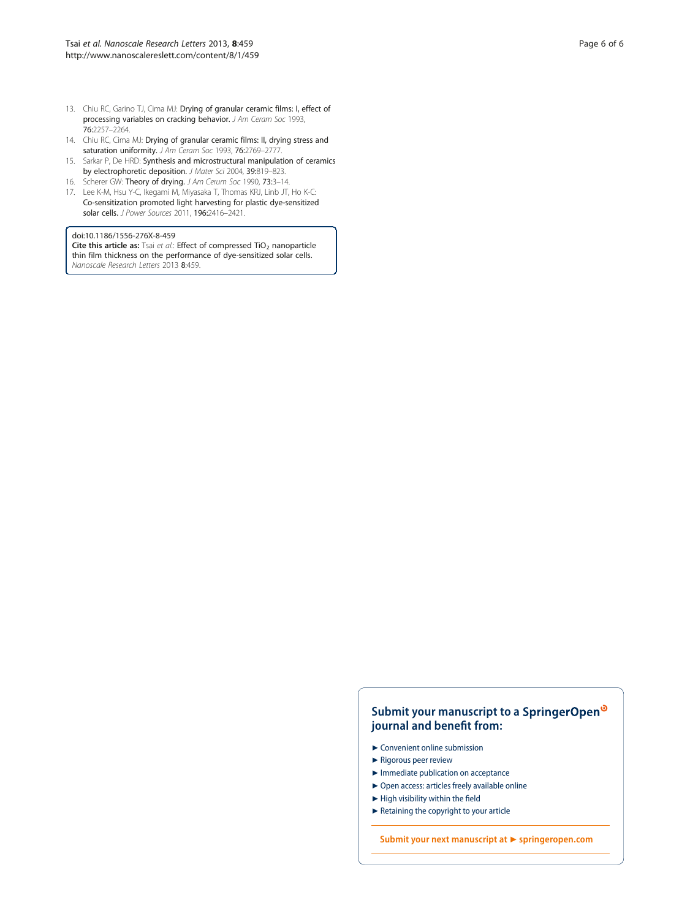13. Chiu RC, Garino TJ, Cima MJ: **Drying of granular ceramic films: I, effect of processing variables on cracking behavior.** *J Am Ceram Soc* 1993, **76:**2257–2264.
14. Chiu RC, Cima MJ: **Drying of granular ceramic films: II, drying stress and saturation uniformity.** *J Am Ceram Soc* 1993, **76:**2769–2777.
15. Sarkar P, De HRD: **Synthesis and microstructural manipulation of ceramics by electrophoretic deposition.** *J Mater Sci* 2004, **39:**819–823.
16. Scherer GW: **Theory of drying.** *J Am Cerum Soc* 1990, **73:**3–14.
17. Lee K-M, Hsu Y-C, Ikegami M, Miyasaka T, Thomas KRJ, Linb JT, Ho K-C: **Co-sensitization promoted light harvesting for plastic dye-sensitized solar cells.** *J Power Sources* 2011, **196:**2416–2421.

doi:10.1186/1556-276X-8-459
**Cite this article as:** Tsai *et al.*: Effect of compressed $TiO_2$ nanoparticle thin film thickness on the performance of dye-sensitized solar cells. *Nanoscale Research Letters* 2013 **8**:459.

**Submit your manuscript to a SpringerOpen journal and benefit from:**

- ► Convenient online submission
- ► Rigorous peer review
- ► Immediate publication on acceptance
- ► Open access: articles freely available online
- ► High visibility within the field
- ► Retaining the copyright to your article

**Submit your next manuscript at ► springeropen.com**